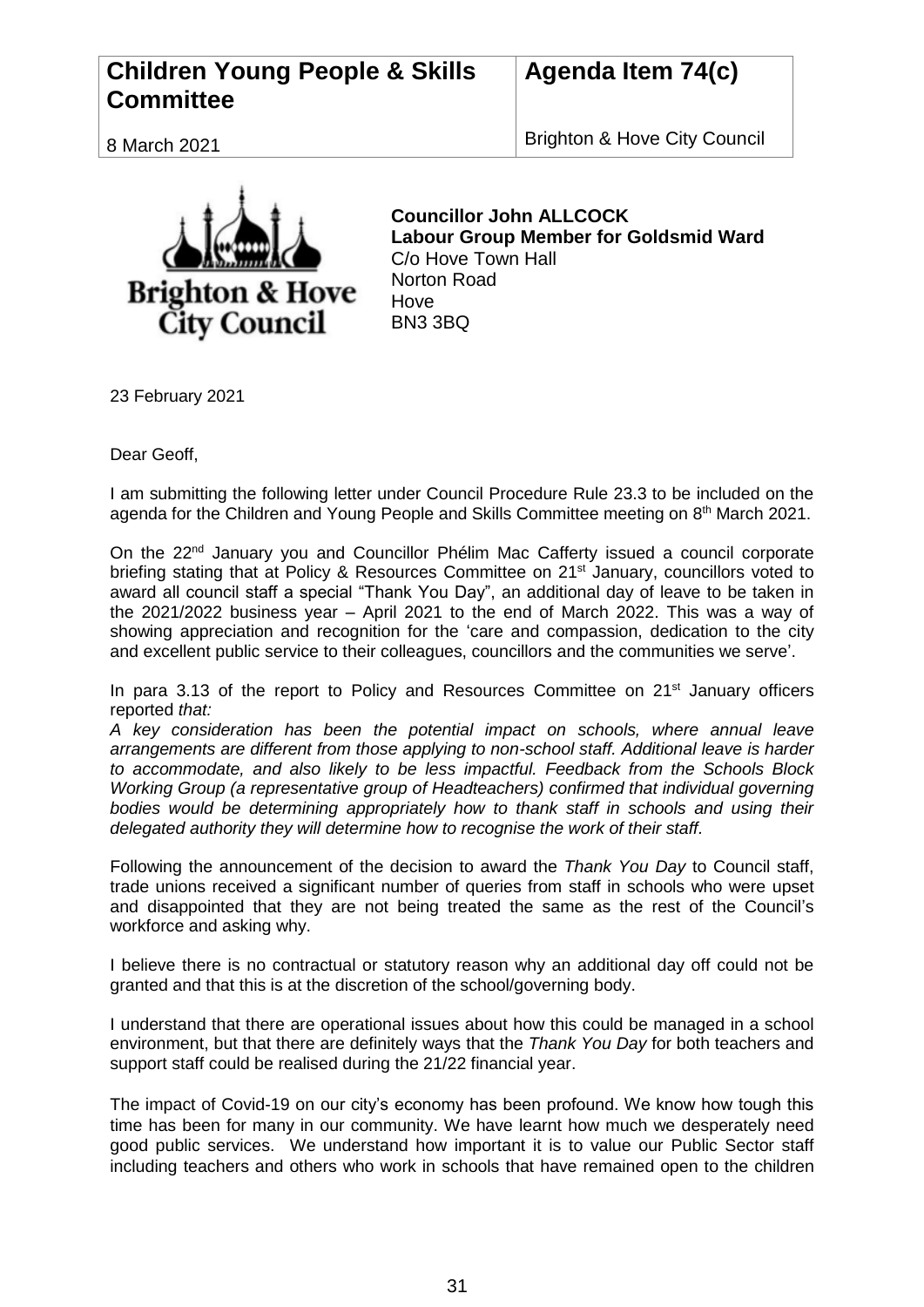| Children Young People & Skills Committee | Agenda Item 74(c) |
| --- | --- |
| 8 March 2021 | Brighton & Hove City Council |

**Councillor John ALLCOCK**
**Labour Group Member for Goldsmid Ward**
C/o Hove Town Hall
Norton Road
Hove
BN3 3BQ

23 February 2021

Dear Geoff,

I am submitting the following letter under Council Procedure Rule 23.3 to be included on the agenda for the Children and Young People and Skills Committee meeting on 8th March 2021.

On the 22nd January you and Councillor Phélim Mac Cafferty issued a council corporate briefing stating that at Policy & Resources Committee on 21st January, councillors voted to award all council staff a special "Thank You Day", an additional day of leave to be taken in the 2021/2022 business year – April 2021 to the end of March 2022. This was a way of showing appreciation and recognition for the 'care and compassion, dedication to the city and excellent public service to their colleagues, councillors and the communities we serve'.

In para 3.13 of the report to Policy and Resources Committee on 21st January officers reported *that:*
*A key consideration has been the potential impact on schools, where annual leave arrangements are different from those applying to non-school staff. Additional leave is harder to accommodate, and also likely to be less impactful. Feedback from the Schools Block Working Group (a representative group of Headteachers) confirmed that individual governing bodies would be determining appropriately how to thank staff in schools and using their delegated authority they will determine how to recognise the work of their staff.*

Following the announcement of the decision to award the *Thank You Day* to Council staff, trade unions received a significant number of queries from staff in schools who were upset and disappointed that they are not being treated the same as the rest of the Council's workforce and asking why.

I believe there is no contractual or statutory reason why an additional day off could not be granted and that this is at the discretion of the school/governing body.

I understand that there are operational issues about how this could be managed in a school environment, but that there are definitely ways that the *Thank You Day* for both teachers and support staff could be realised during the 21/22 financial year.

The impact of Covid-19 on our city's economy has been profound. We know how tough this time has been for many in our community. We have learnt how much we desperately need good public services. We understand how important it is to value our Public Sector staff including teachers and others who work in schools that have remained open to the children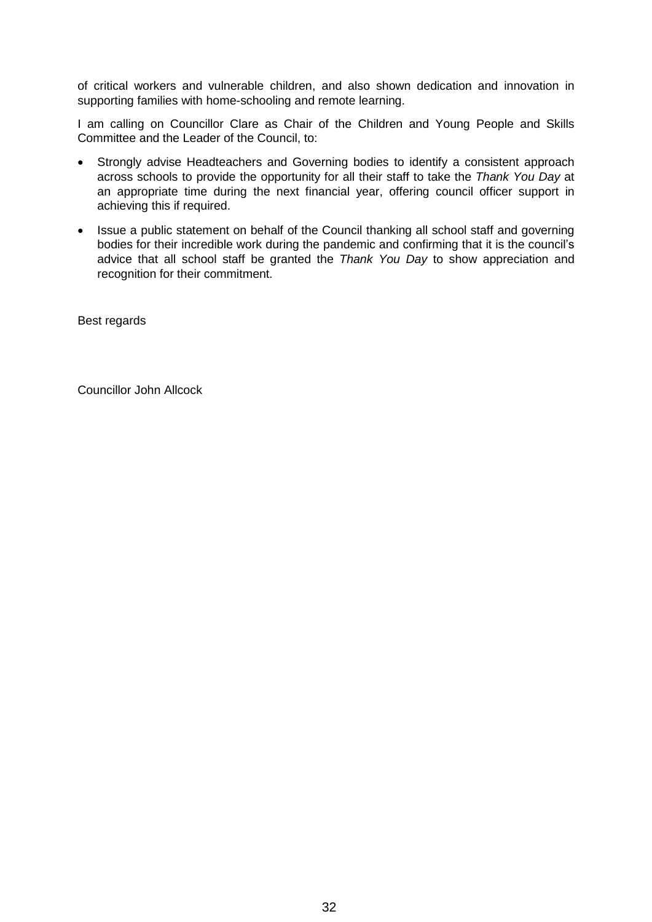of critical workers and vulnerable children, and also shown dedication and innovation in supporting families with home-schooling and remote learning.

I am calling on Councillor Clare as Chair of the Children and Young People and Skills Committee and the Leader of the Council, to:

- Strongly advise Headteachers and Governing bodies to identify a consistent approach across schools to provide the opportunity for all their staff to take the *Thank You Day* at an appropriate time during the next financial year, offering council officer support in achieving this if required.
- Issue a public statement on behalf of the Council thanking all school staff and governing bodies for their incredible work during the pandemic and confirming that it is the council's advice that all school staff be granted the *Thank You Day* to show appreciation and recognition for their commitment.

Best regards

Councillor John Allcock